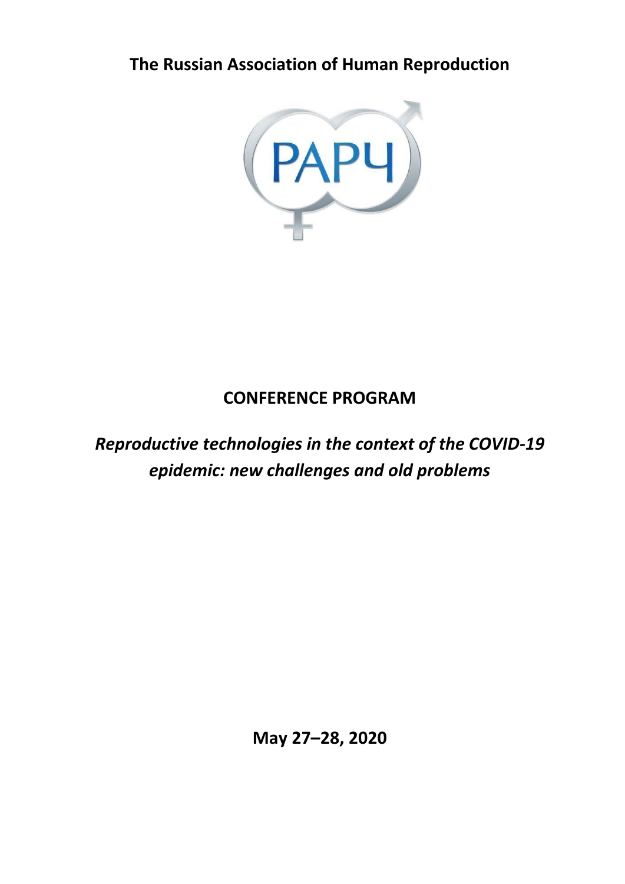# The Russian Association of Human Reproduction

## CONFERENCE PROGRAM

## *Reproductive technologies in the context of the COVID-19 epidemic: new challenges and old problems*

**May 27–28, 2020**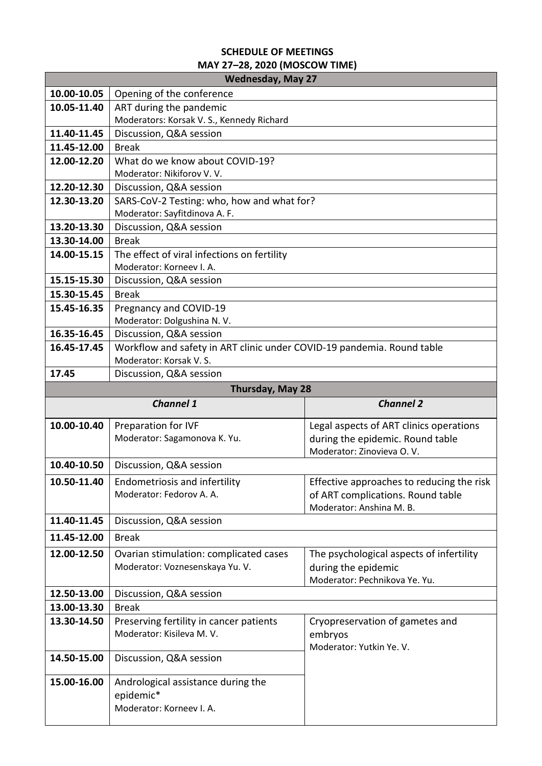**SCHEDULE OF MEETINGS**
**MAY 27–28, 2020 (MOSCOW TIME)**

| **Wednesday, May 27** | |
|---|---|
| **10.00-10.05** | Opening of the conference |
| **10.05-11.40** | ART during the pandemic<br>Moderators: Korsak V. S., Kennedy Richard |
| **11.40-11.45** | Discussion, Q&A session |
| **11.45-12.00** | Break |
| **12.00-12.20** | What do we know about COVID-19?<br>Moderator: Nikiforov V. V. |
| **12.20-12.30** | Discussion, Q&A session |
| **12.30-13.20** | SARS-CoV-2 Testing: who, how and what for?<br>Moderator: Sayfitdinova A. F. |
| **13.20-13.30** | Discussion, Q&A session |
| **13.30-14.00** | Break |
| **14.00-15.15** | The effect of viral infections on fertility<br>Moderator: Korneev I. A. |
| **15.15-15.30** | Discussion, Q&A session |
| **15.30-15.45** | Break |
| **15.45-16.35** | Pregnancy and COVID-19<br>Moderator: Dolgushina N. V. |
| **16.35-16.45** | Discussion, Q&A session |
| **16.45-17.45** | Workflow and safety in ART clinic under COVID-19 pandemia. Round table<br>Moderator: Korsak V. S. |
| **17.45** | Discussion, Q&A session |

| **Thursday, May 28** | | |
|---|---|---|
| | ***Channel 1*** | ***Channel 2*** |
| **10.00-10.40** | Preparation for IVF<br>Moderator: Sagamonova K. Yu. | Legal aspects of ART clinics operations during the epidemic. Round table<br>Moderator: Zinovieva O. V. |
| **10.40-10.50** | Discussion, Q&A session | |
| **10.50-11.40** | Endometriosis and infertility<br>Moderator: Fedorov A. A. | Effective approaches to reducing the risk of ART complications. Round table<br>Moderator: Anshina M. B. |
| **11.40-11.45** | Discussion, Q&A session | |
| **11.45-12.00** | Break | |
| **12.00-12.50** | Ovarian stimulation: complicated cases<br>Moderator: Voznesenskaya Yu. V. | The psychological aspects of infertility during the epidemic<br>Moderator: Pechnikova Ye. Yu. |
| **12.50-13.00** | Discussion, Q&A session | |
| **13.00-13.30** | Break | |
| **13.30-14.50** | Preserving fertility in cancer patients<br>Moderator: Kisileva M. V. | Cryopreservation of gametes and embryos<br>Moderator: Yutkin Ye. V. |
| **14.50-15.00** | Discussion, Q&A session | |
| **15.00-16.00** | Andrological assistance during the epidemic*<br>Moderator: Korneev I. A. | |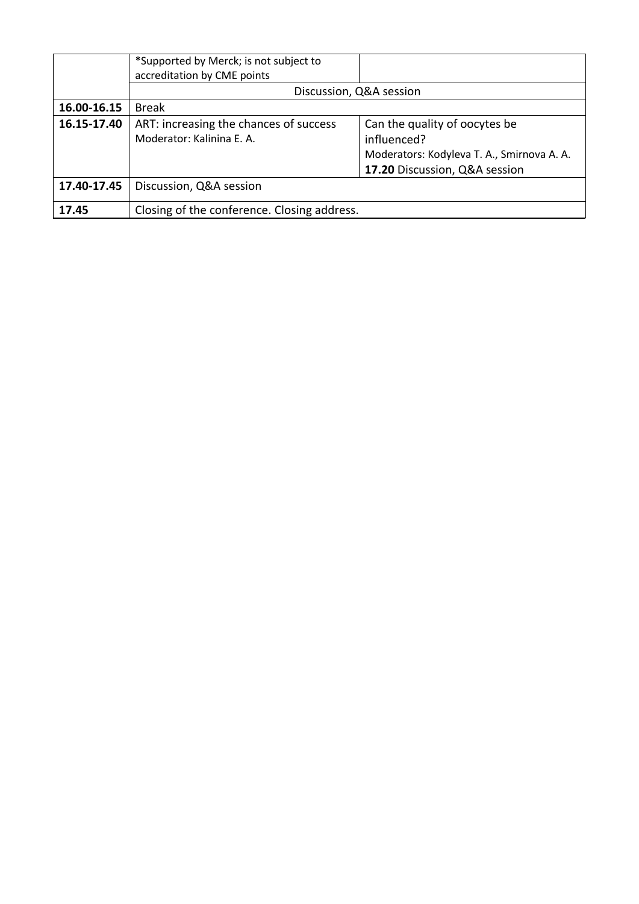| | | |
|---|---|---|
| | *Supported by Merck; is not subject to accreditation by CME points | |
| | Discussion, Q&A session | |
| **16.00-16.15** | Break | |
| **16.15-17.40** | ART: increasing the chances of success<br>Moderator: Kalinina E. A. | Can the quality of oocytes be influenced?<br>Moderators: Kodyleva T. A., Smirnova A. A.<br>**17.20** Discussion, Q&A session |
| **17.40-17.45** | Discussion, Q&A session | |
| **17.45** | Closing of the conference. Closing address. | |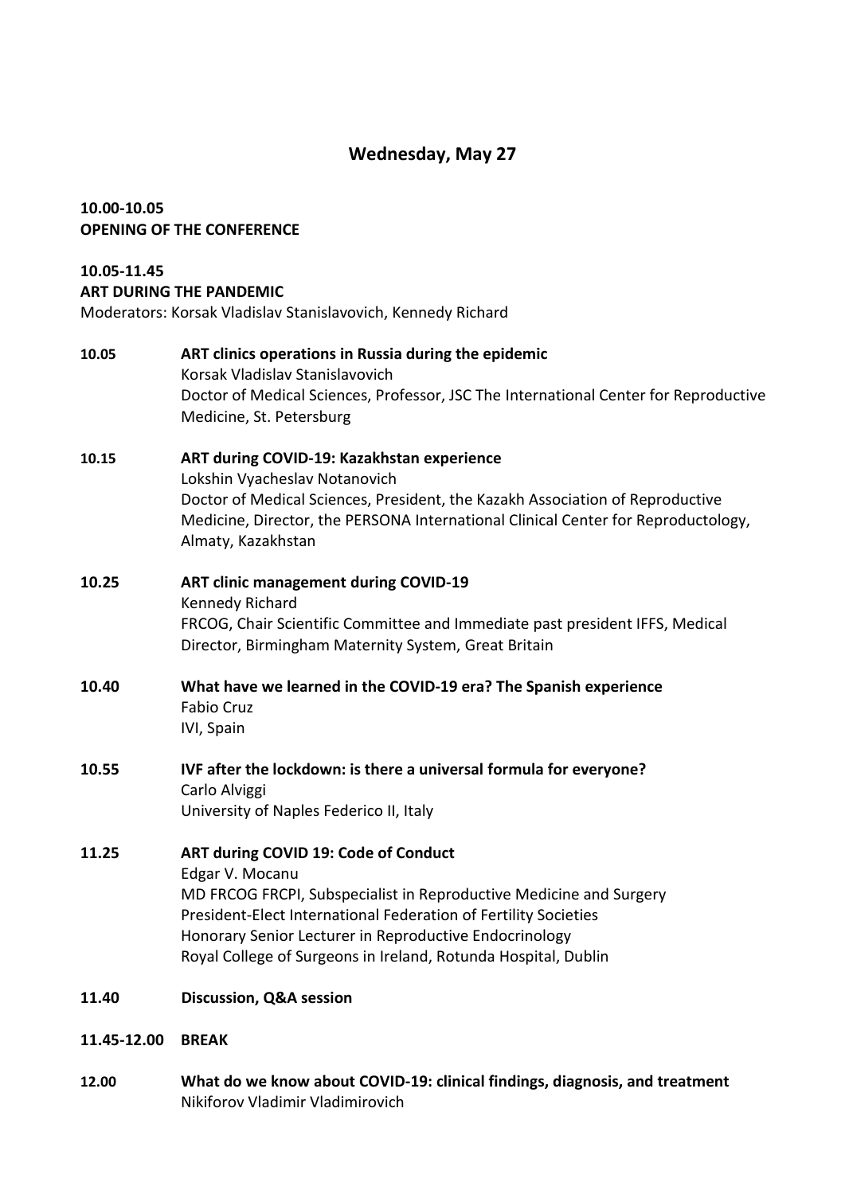## Wednesday, May 27

**10.00-10.05**
**OPENING OF THE CONFERENCE**

**10.05-11.45**
**ART DURING THE PANDEMIC**
Moderators: Korsak Vladislav Stanislavovich, Kennedy Richard

**10.05** **ART clinics operations in Russia during the epidemic**
Korsak Vladislav Stanislavovich
Doctor of Medical Sciences, Professor, JSC The International Center for Reproductive Medicine, St. Petersburg

**10.15** **ART during COVID-19: Kazakhstan experience**
Lokshin Vyacheslav Notanovich
Doctor of Medical Sciences, President, the Kazakh Association of Reproductive Medicine, Director, the PERSONA International Clinical Center for Reproductology, Almaty, Kazakhstan

**10.25** **ART clinic management during COVID-19**
Kennedy Richard
FRCOG, Chair Scientific Committee and Immediate past president IFFS, Medical Director, Birmingham Maternity System, Great Britain

**10.40** **What have we learned in the COVID-19 era? The Spanish experience**
Fabio Cruz
IVI, Spain

**10.55** **IVF after the lockdown: is there a universal formula for everyone?**
Carlo Alviggi
University of Naples Federico II, Italy

**11.25** **ART during COVID 19: Code of Conduct**
Edgar V. Mocanu
MD FRCOG FRCPI, Subspecialist in Reproductive Medicine and Surgery
President-Elect International Federation of Fertility Societies
Honorary Senior Lecturer in Reproductive Endocrinology
Royal College of Surgeons in Ireland, Rotunda Hospital, Dublin

**11.40** **Discussion, Q&A session**

**11.45-12.00** **BREAK**

**12.00** **What do we know about COVID-19: clinical findings, diagnosis, and treatment**
Nikiforov Vladimir Vladimirovich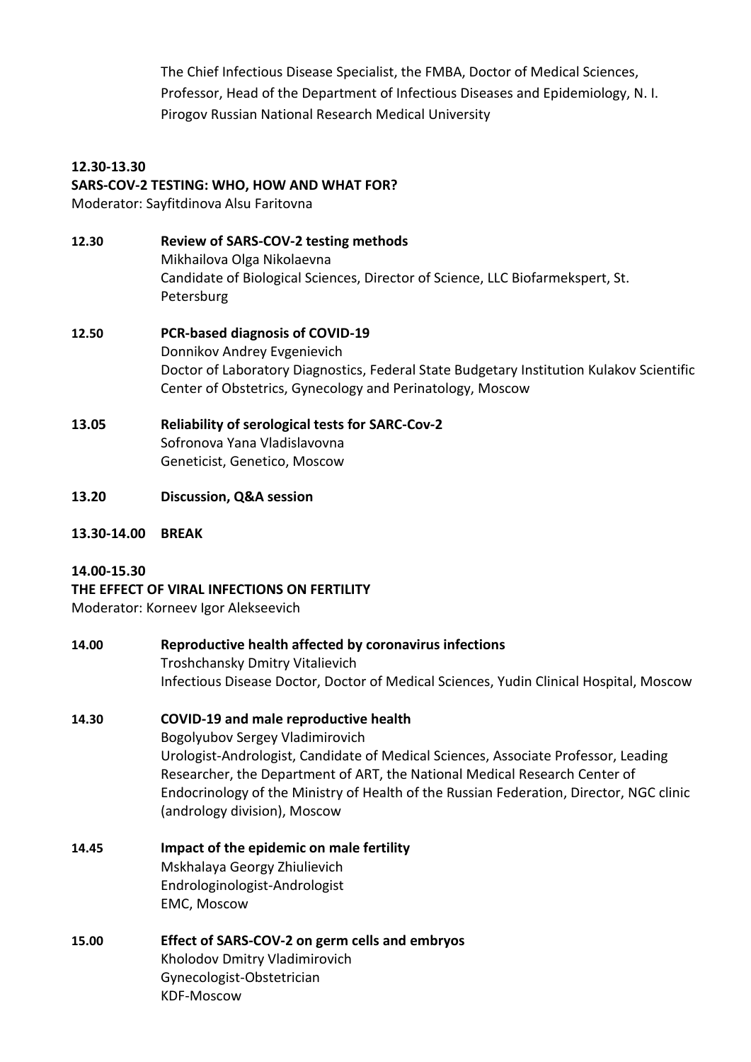The Chief Infectious Disease Specialist, the FMBA, Doctor of Medical Sciences, Professor, Head of the Department of Infectious Diseases and Epidemiology, N. I. Pirogov Russian National Research Medical University

**12.30-13.30**
**SARS-COV-2 TESTING: WHO, HOW AND WHAT FOR?**
Moderator: Sayfitdinova Alsu Faritovna

**12.30** **Review of SARS-COV-2 testing methods**
Mikhailova Olga Nikolaevna
Candidate of Biological Sciences, Director of Science, LLC Biofarmekspert, St. Petersburg

**12.50** **PCR-based diagnosis of COVID-19**
Donnikov Andrey Evgenievich
Doctor of Laboratory Diagnostics, Federal State Budgetary Institution Kulakov Scientific Center of Obstetrics, Gynecology and Perinatology, Moscow

**13.05** **Reliability of serological tests for SARC-Cov-2**
Sofronova Yana Vladislavovna
Geneticist, Genetico, Moscow

**13.20** **Discussion, Q&A session**

**13.30-14.00** **BREAK**

**14.00-15.30**
**THE EFFECT OF VIRAL INFECTIONS ON FERTILITY**
Moderator: Korneev Igor Alekseevich

**14.00** **Reproductive health affected by coronavirus infections**
Troshchansky Dmitry Vitalievich
Infectious Disease Doctor, Doctor of Medical Sciences, Yudin Clinical Hospital, Moscow

**14.30** **COVID-19 and male reproductive health**
Bogolyubov Sergey Vladimirovich
Urologist-Andrologist, Candidate of Medical Sciences, Associate Professor, Leading Researcher, the Department of ART, the National Medical Research Center of Endocrinology of the Ministry of Health of the Russian Federation, Director, NGC clinic (andrology division), Moscow

**14.45** **Impact of the epidemic on male fertility**
Mskhalaya Georgy Zhiulievich
Endrologinologist-Andrologist
EMC, Moscow

**15.00** **Effect of SARS-COV-2 on germ cells and embryos**
Kholodov Dmitry Vladimirovich
Gynecologist-Obstetrician
KDF-Moscow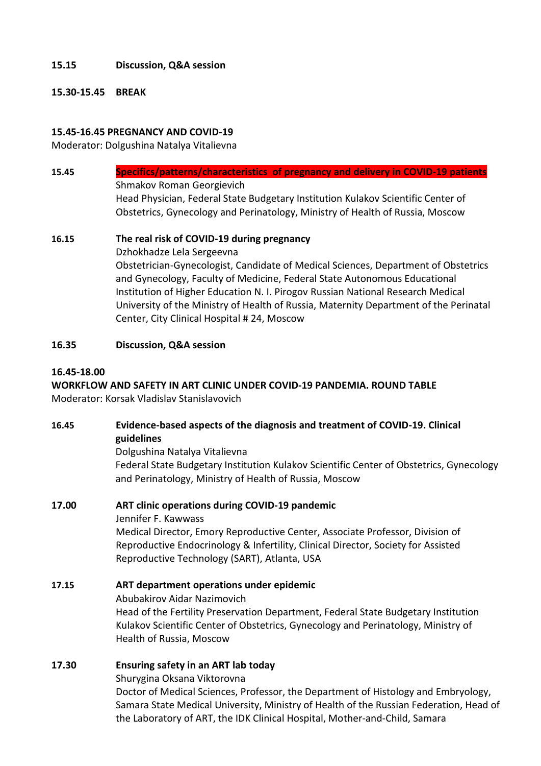**15.15 Discussion, Q&A session**

**15.30-15.45 BREAK**

**15.45-16.45 PREGNANCY AND COVID-19**

Moderator: Dolgushina Natalya Vitalievna

**15.45** **Specifics/patterns/characteristics of pregnancy and delivery in COVID-19 patients**

Shmakov Roman Georgievich

Head Physician, Federal State Budgetary Institution Kulakov Scientific Center of Obstetrics, Gynecology and Perinatology, Ministry of Health of Russia, Moscow

**16.15** **The real risk of COVID-19 during pregnancy**

Dzhokhadze Lela Sergeevna

Obstetrician-Gynecologist, Candidate of Medical Sciences, Department of Obstetrics and Gynecology, Faculty of Medicine, Federal State Autonomous Educational Institution of Higher Education N. I. Pirogov Russian National Research Medical University of the Ministry of Health of Russia, Maternity Department of the Perinatal Center, City Clinical Hospital # 24, Moscow

**16.35 Discussion, Q&A session**

**16.45-18.00**

**WORKFLOW AND SAFETY IN ART CLINIC UNDER COVID-19 PANDEMIA. ROUND TABLE**

Moderator: Korsak Vladislav Stanislavovich

**16.45** **Evidence-based aspects of the diagnosis and treatment of COVID-19. Clinical guidelines**

Dolgushina Natalya Vitalievna

Federal State Budgetary Institution Kulakov Scientific Center of Obstetrics, Gynecology and Perinatology, Ministry of Health of Russia, Moscow

**17.00** **ART clinic operations during COVID-19 pandemic**

Jennifer F. Kawwass

Medical Director, Emory Reproductive Center, Associate Professor, Division of Reproductive Endocrinology & Infertility, Clinical Director, Society for Assisted Reproductive Technology (SART), Atlanta, USA

**17.15** **ART department operations under epidemic**

Abubakirov Aidar Nazimovich

Head of the Fertility Preservation Department, Federal State Budgetary Institution Kulakov Scientific Center of Obstetrics, Gynecology and Perinatology, Ministry of Health of Russia, Moscow

**17.30** **Ensuring safety in an ART lab today**

Shurygina Oksana Viktorovna

Doctor of Medical Sciences, Professor, the Department of Histology and Embryology, Samara State Medical University, Ministry of Health of the Russian Federation, Head of the Laboratory of ART, the IDK Clinical Hospital, Mother-and-Child, Samara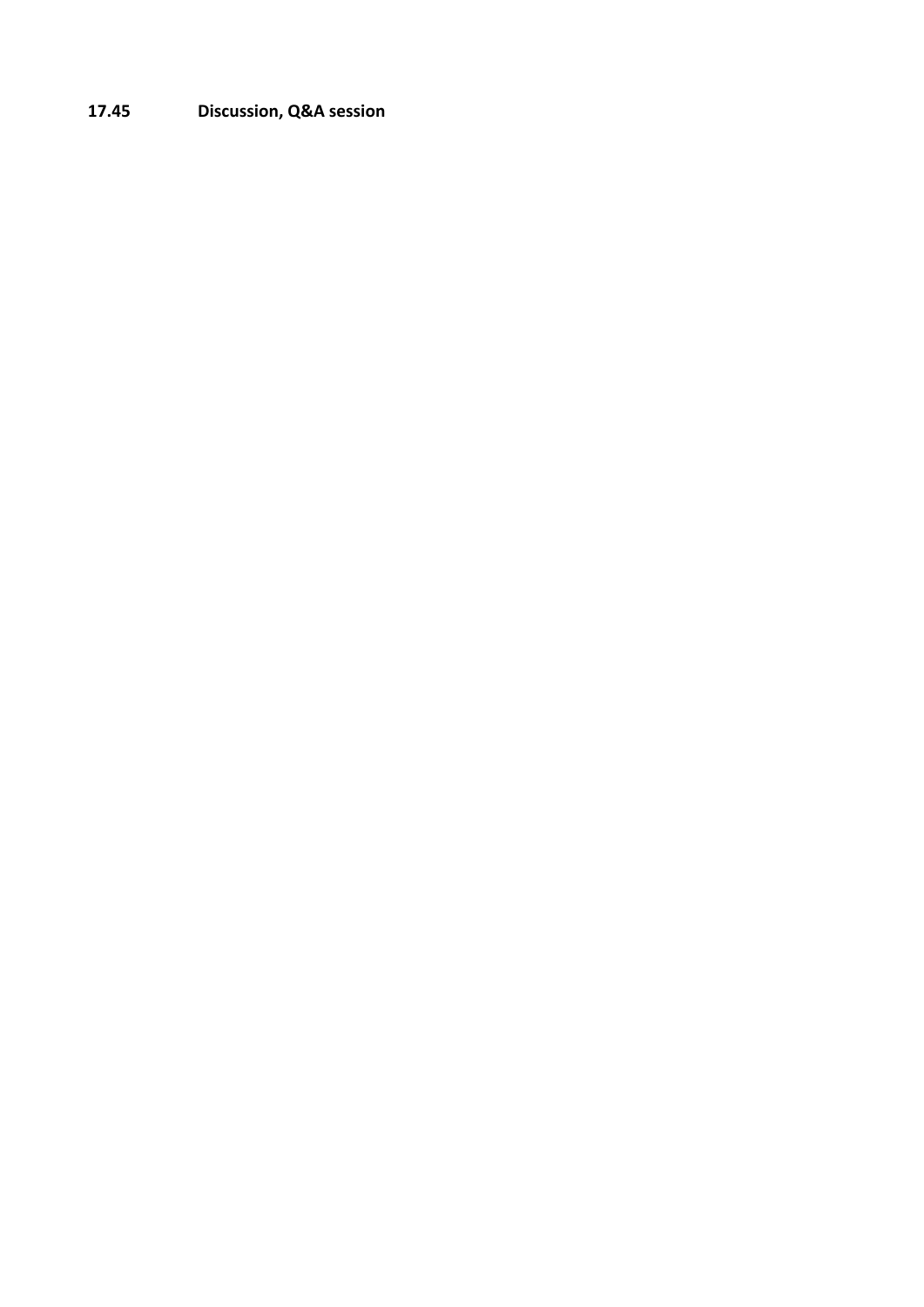**17.45 Discussion, Q&A session**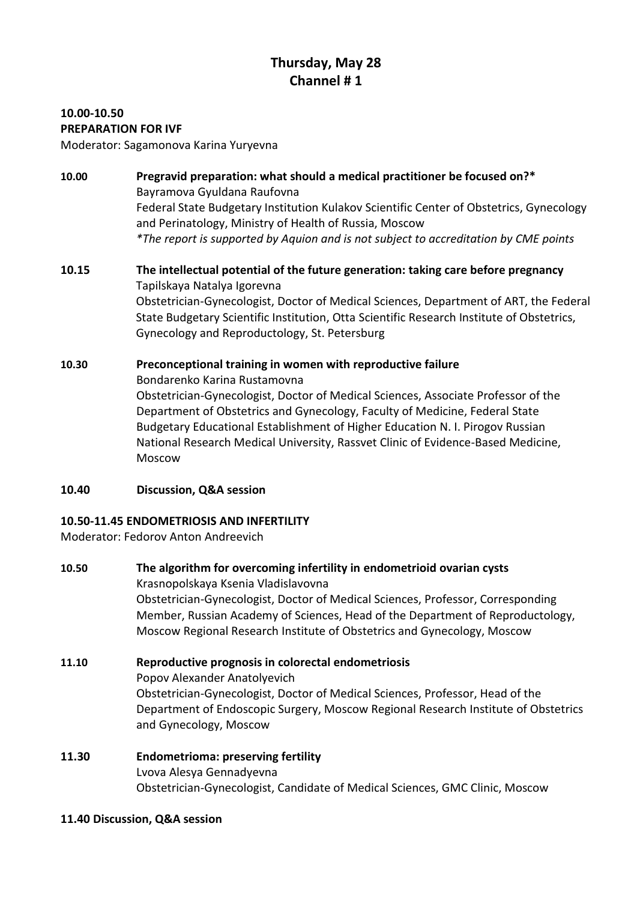# Thursday, May 28
# Channel # 1

**10.00-10.50**
**PREPARATION FOR IVF**
Moderator: Sagamonova Karina Yuryevna

**10.00** **Pregravid preparation: what should a medical practitioner be focused on?***
Bayramova Gyuldana Raufovna
Federal State Budgetary Institution Kulakov Scientific Center of Obstetrics, Gynecology and Perinatology, Ministry of Health of Russia, Moscow
*\*The report is supported by Aquion and is not subject to accreditation by CME points*

**10.15** **The intellectual potential of the future generation: taking care before pregnancy**
Tapilskaya Natalya Igorevna
Obstetrician-Gynecologist, Doctor of Medical Sciences, Department of ART, the Federal State Budgetary Scientific Institution, Otta Scientific Research Institute of Obstetrics, Gynecology and Reproductology, St. Petersburg

**10.30** **Preconceptional training in women with reproductive failure**
Bondarenko Karina Rustamovna
Obstetrician-Gynecologist, Doctor of Medical Sciences, Associate Professor of the Department of Obstetrics and Gynecology, Faculty of Medicine, Federal State Budgetary Educational Establishment of Higher Education N. I. Pirogov Russian National Research Medical University, Rassvet Clinic of Evidence-Based Medicine, Moscow

**10.40** **Discussion, Q&A session**

**10.50-11.45 ENDOMETRIOSIS AND INFERTILITY**
Moderator: Fedorov Anton Andreevich

**10.50** **The algorithm for overcoming infertility in endometrioid ovarian cysts**
Krasnopolskaya Ksenia Vladislavovna
Obstetrician-Gynecologist, Doctor of Medical Sciences, Professor, Corresponding Member, Russian Academy of Sciences, Head of the Department of Reproductology, Moscow Regional Research Institute of Obstetrics and Gynecology, Moscow

**11.10** **Reproductive prognosis in colorectal endometriosis**
Popov Alexander Anatolyevich
Obstetrician-Gynecologist, Doctor of Medical Sciences, Professor, Head of the Department of Endoscopic Surgery, Moscow Regional Research Institute of Obstetrics and Gynecology, Moscow

**11.30** **Endometrioma: preserving fertility**
Lvova Alesya Gennadyevna
Obstetrician-Gynecologist, Candidate of Medical Sciences, GMC Clinic, Moscow

**11.40 Discussion, Q&A session**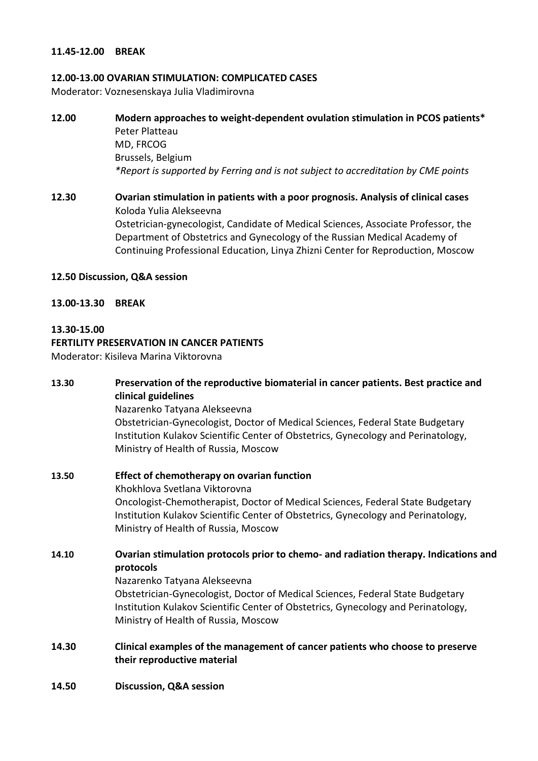**11.45-12.00 BREAK**

**12.00-13.00 OVARIAN STIMULATION: COMPLICATED CASES**

Moderator: Voznesenskaya Julia Vladimirovna

**12.00** **Modern approaches to weight-dependent ovulation stimulation in PCOS patients***
Peter Platteau
MD, FRCOG
Brussels, Belgium
*\*Report is supported by Ferring and is not subject to accreditation by CME points*

**12.30** **Ovarian stimulation in patients with a poor prognosis. Analysis of clinical cases**
Koloda Yulia Alekseevna
Ostetrician-gynecologist, Candidate of Medical Sciences, Associate Professor, the Department of Obstetrics and Gynecology of the Russian Medical Academy of Continuing Professional Education, Linya Zhizni Center for Reproduction, Moscow

**12.50 Discussion, Q&A session**

**13.00-13.30 BREAK**

**13.30-15.00**

**FERTILITY PRESERVATION IN CANCER PATIENTS**

Moderator: Kisileva Marina Viktorovna

**13.30** **Preservation of the reproductive biomaterial in cancer patients. Best practice and clinical guidelines**
Nazarenko Tatyana Alekseevna
Obstetrician-Gynecologist, Doctor of Medical Sciences, Federal State Budgetary Institution Kulakov Scientific Center of Obstetrics, Gynecology and Perinatology, Ministry of Health of Russia, Moscow

**13.50** **Effect of chemotherapy on ovarian function**
Khokhlova Svetlana Viktorovna
Oncologist-Chemotherapist, Doctor of Medical Sciences, Federal State Budgetary Institution Kulakov Scientific Center of Obstetrics, Gynecology and Perinatology, Ministry of Health of Russia, Moscow

**14.10** **Ovarian stimulation protocols prior to chemo- and radiation therapy. Indications and protocols**
Nazarenko Tatyana Alekseevna
Obstetrician-Gynecologist, Doctor of Medical Sciences, Federal State Budgetary Institution Kulakov Scientific Center of Obstetrics, Gynecology and Perinatology, Ministry of Health of Russia, Moscow

**14.30** **Clinical examples of the management of cancer patients who choose to preserve their reproductive material**

**14.50** **Discussion, Q&A session**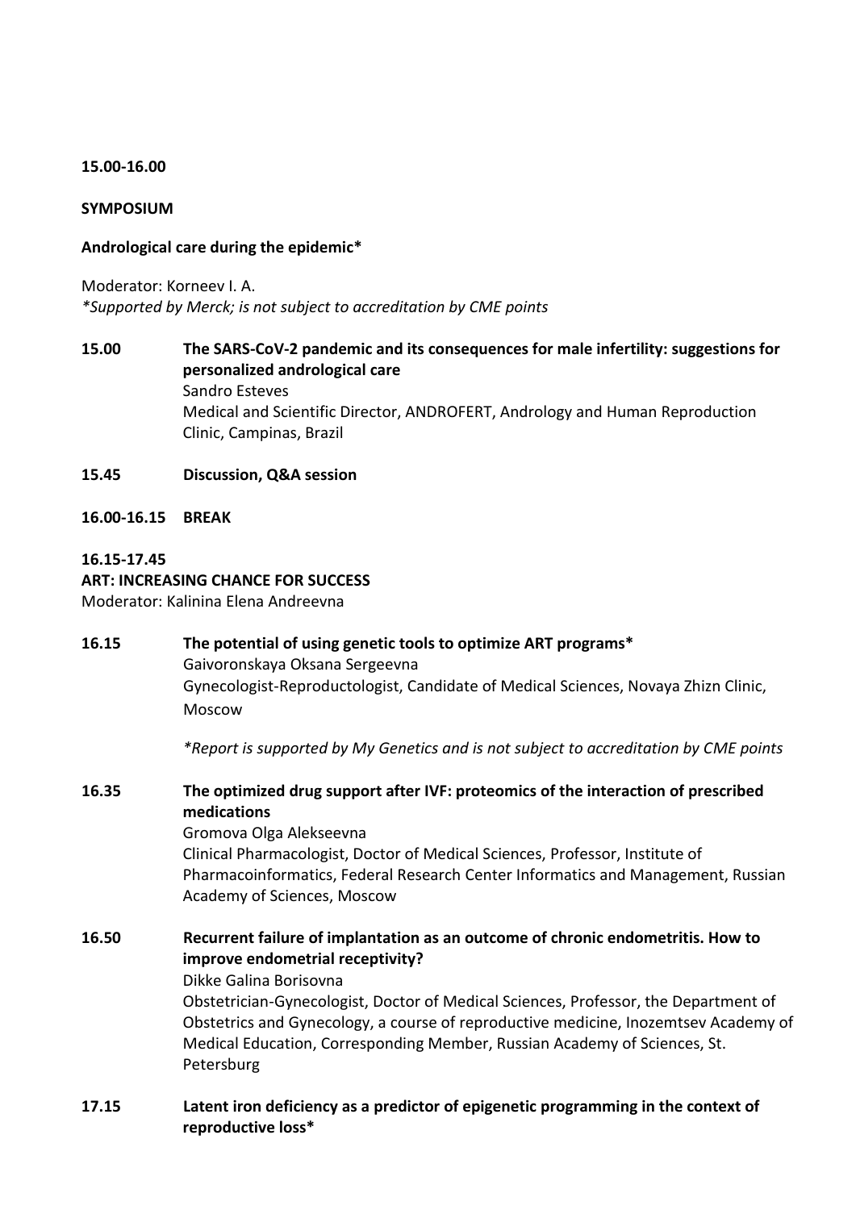**15.00-16.00**

**SYMPOSIUM**

**Andrological care during the epidemic***

Moderator: Korneev I. A.
*\*Supported by Merck; is not subject to accreditation by CME points*

**15.00** **The SARS-CoV-2 pandemic and its consequences for male infertility: suggestions for personalized andrological care**
Sandro Esteves
Medical and Scientific Director, ANDROFERT, Andrology and Human Reproduction Clinic, Campinas, Brazil

**15.45** **Discussion, Q&A session**

**16.00-16.15** **BREAK**

**16.15-17.45**
**ART: INCREASING CHANCE FOR SUCCESS**
Moderator: Kalinina Elena Andreevna

**16.15** **The potential of using genetic tools to optimize ART programs***
Gaivoronskaya Oksana Sergeevna
Gynecologist-Reproductologist, Candidate of Medical Sciences, Novaya Zhizn Clinic, Moscow

*\*Report is supported by My Genetics and is not subject to accreditation by CME points*

**16.35** **The optimized drug support after IVF: proteomics of the interaction of prescribed medications**
Gromova Olga Alekseevna
Clinical Pharmacologist, Doctor of Medical Sciences, Professor, Institute of Pharmacoinformatics, Federal Research Center Informatics and Management, Russian Academy of Sciences, Moscow

**16.50** **Recurrent failure of implantation as an outcome of chronic endometritis. How to improve endometrial receptivity?**
Dikke Galina Borisovna
Obstetrician-Gynecologist, Doctor of Medical Sciences, Professor, the Department of Obstetrics and Gynecology, a course of reproductive medicine, Inozemtsev Academy of Medical Education, Corresponding Member, Russian Academy of Sciences, St. Petersburg

**17.15** **Latent iron deficiency as a predictor of epigenetic programming in the context of reproductive loss***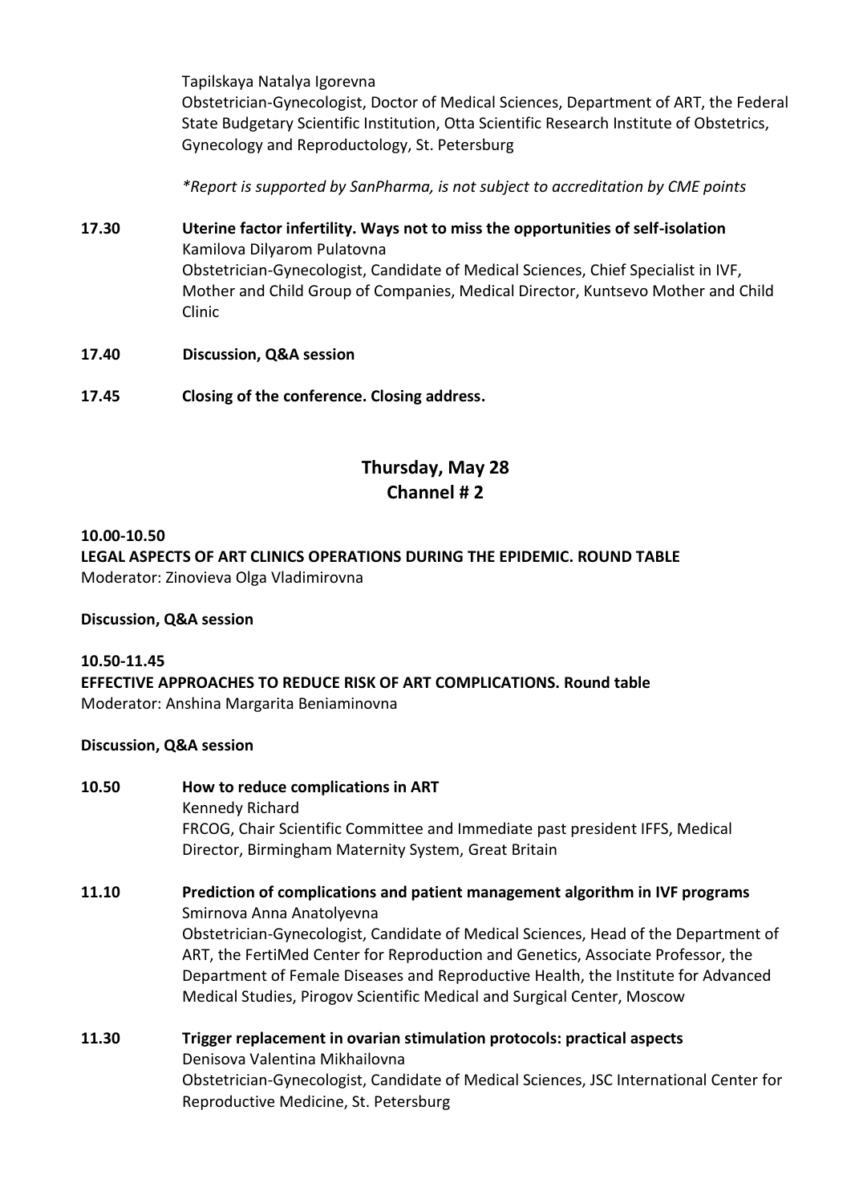Tapilskaya Natalya Igorevna
Obstetrician-Gynecologist, Doctor of Medical Sciences, Department of ART, the Federal State Budgetary Scientific Institution, Otta Scientific Research Institute of Obstetrics, Gynecology and Reproductology, St. Petersburg

*\*Report is supported by SanPharma, is not subject to accreditation by CME points*

**17.30** **Uterine factor infertility. Ways not to miss the opportunities of self-isolation**
Kamilova Dilyarom Pulatovna
Obstetrician-Gynecologist, Candidate of Medical Sciences, Chief Specialist in IVF, Mother and Child Group of Companies, Medical Director, Kuntsevo Mother and Child Clinic

**17.40** **Discussion, Q&A session**

**17.45** **Closing of the conference. Closing address.**

## Thursday, May 28
## Channel # 2

**10.00-10.50**
**LEGAL ASPECTS OF ART CLINICS OPERATIONS DURING THE EPIDEMIC. ROUND TABLE**
Moderator: Zinovieva Olga Vladimirovna

**Discussion, Q&A session**

**10.50-11.45**
**EFFECTIVE APPROACHES TO REDUCE RISK OF ART COMPLICATIONS. Round table**
Moderator: Anshina Margarita Beniaminovna

**Discussion, Q&A session**

**10.50** **How to reduce complications in ART**
Kennedy Richard
FRCOG, Chair Scientific Committee and Immediate past president IFFS, Medical Director, Birmingham Maternity System, Great Britain

**11.10** **Prediction of complications and patient management algorithm in IVF programs**
Smirnova Anna Anatolyevna
Obstetrician-Gynecologist, Candidate of Medical Sciences, Head of the Department of ART, the FertiMed Center for Reproduction and Genetics, Associate Professor, the Department of Female Diseases and Reproductive Health, the Institute for Advanced Medical Studies, Pirogov Scientific Medical and Surgical Center, Moscow

**11.30** **Trigger replacement in ovarian stimulation protocols: practical aspects**
Denisova Valentina Mikhailovna
Obstetrician-Gynecologist, Candidate of Medical Sciences, JSC International Center for Reproductive Medicine, St. Petersburg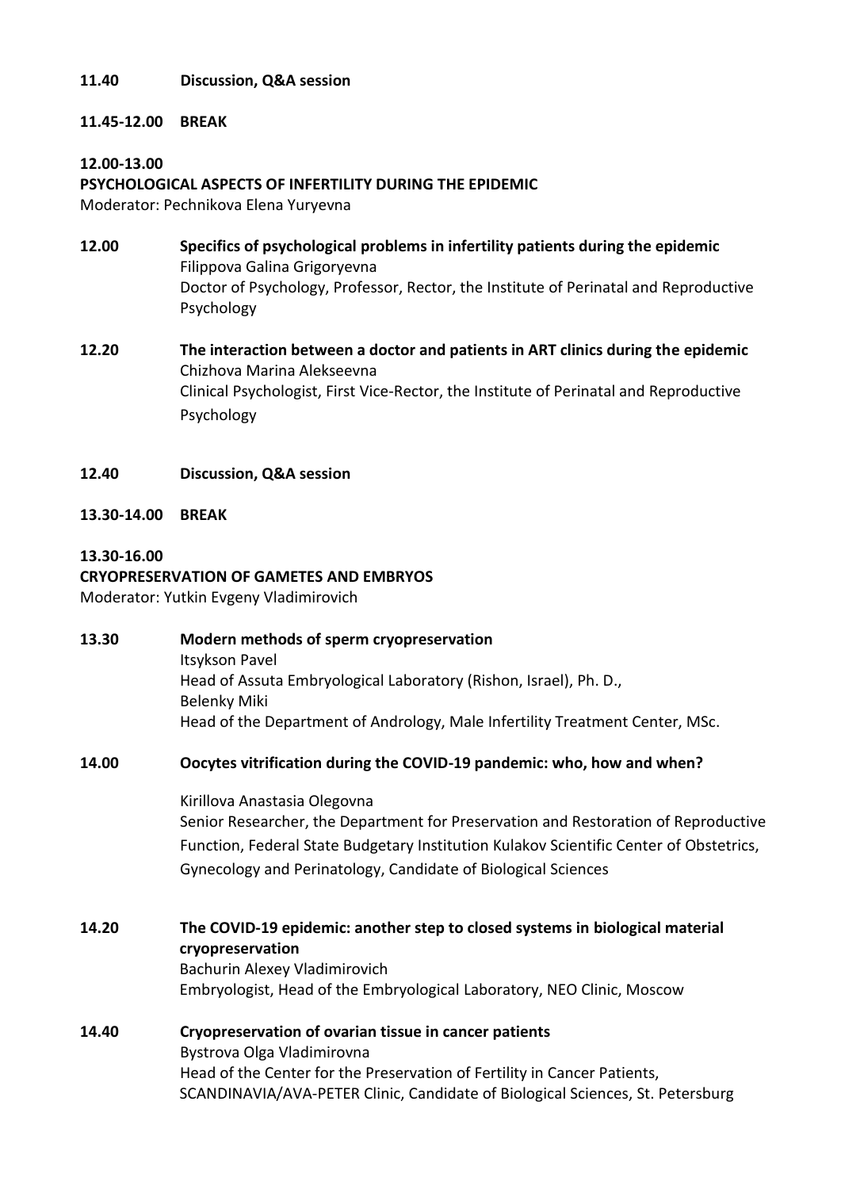**11.40 Discussion, Q&A session**

**11.45-12.00 BREAK**

**12.00-13.00**
**PSYCHOLOGICAL ASPECTS OF INFERTILITY DURING THE EPIDEMIC**
Moderator: Pechnikova Elena Yuryevna

**12.00 Specifics of psychological problems in infertility patients during the epidemic**
Filippova Galina Grigoryevna
Doctor of Psychology, Professor, Rector, the Institute of Perinatal and Reproductive Psychology

**12.20 The interaction between a doctor and patients in ART clinics during the epidemic**
Chizhova Marina Alekseevna
Clinical Psychologist, First Vice-Rector, the Institute of Perinatal and Reproductive Psychology

**12.40 Discussion, Q&A session**

**13.30-14.00 BREAK**

**13.30-16.00**
**CRYOPRESERVATION OF GAMETES AND EMBRYOS**
Moderator: Yutkin Evgeny Vladimirovich

**13.30 Modern methods of sperm cryopreservation**
Itsykson Pavel
Head of Assuta Embryological Laboratory (Rishon, Israel), Ph. D.,
Belenky Miki
Head of the Department of Andrology, Male Infertility Treatment Center, MSc.

**14.00 Oocytes vitrification during the COVID-19 pandemic: who, how and when?**

Kirillova Anastasia Olegovna
Senior Researcher, the Department for Preservation and Restoration of Reproductive Function, Federal State Budgetary Institution Kulakov Scientific Center of Obstetrics, Gynecology and Perinatology, Candidate of Biological Sciences

**14.20 The COVID-19 epidemic: another step to closed systems in biological material cryopreservation**
Bachurin Alexey Vladimirovich
Embryologist, Head of the Embryological Laboratory, NEO Clinic, Moscow

**14.40 Cryopreservation of ovarian tissue in cancer patients**
Bystrova Olga Vladimirovna
Head of the Center for the Preservation of Fertility in Cancer Patients, SCANDINAVIA/AVA-PETER Clinic, Candidate of Biological Sciences, St. Petersburg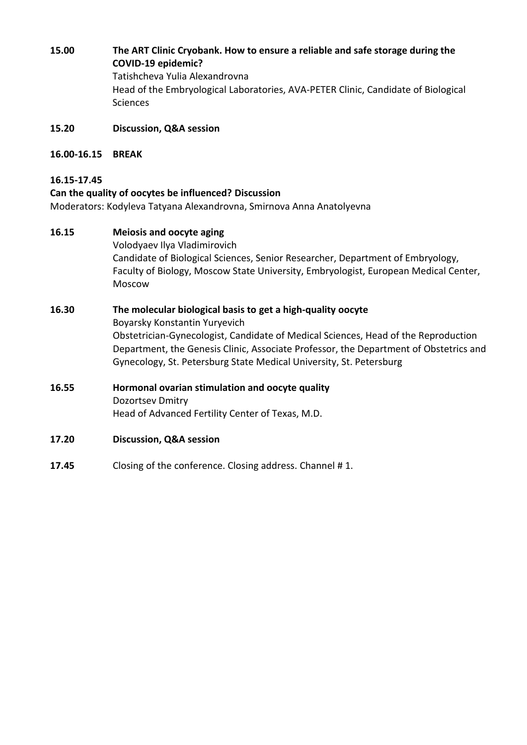**15.00** **The ART Clinic Cryobank. How to ensure a reliable and safe storage during the COVID-19 epidemic?**
Tatishcheva Yulia Alexandrovna
Head of the Embryological Laboratories, AVA-PETER Clinic, Candidate of Biological Sciences

**15.20** **Discussion, Q&A session**

**16.00-16.15** **BREAK**

**16.15-17.45**

**Can the quality of oocytes be influenced? Discussion**

Moderators: Kodyleva Tatyana Alexandrovna, Smirnova Anna Anatolyevna

**16.15** **Meiosis and oocyte aging**
Volodyaev Ilya Vladimirovich
Candidate of Biological Sciences, Senior Researcher, Department of Embryology, Faculty of Biology, Moscow State University, Embryologist, European Medical Center, Moscow

**16.30** **The molecular biological basis to get a high-quality oocyte**
Boyarsky Konstantin Yuryevich
Obstetrician-Gynecologist, Candidate of Medical Sciences, Head of the Reproduction Department, the Genesis Clinic, Associate Professor, the Department of Obstetrics and Gynecology, St. Petersburg State Medical University, St. Petersburg

**16.55** **Hormonal ovarian stimulation and oocyte quality**
Dozortsev Dmitry
Head of Advanced Fertility Center of Texas, M.D.

**17.20** **Discussion, Q&A session**

**17.45** Closing of the conference. Closing address. Channel # 1.